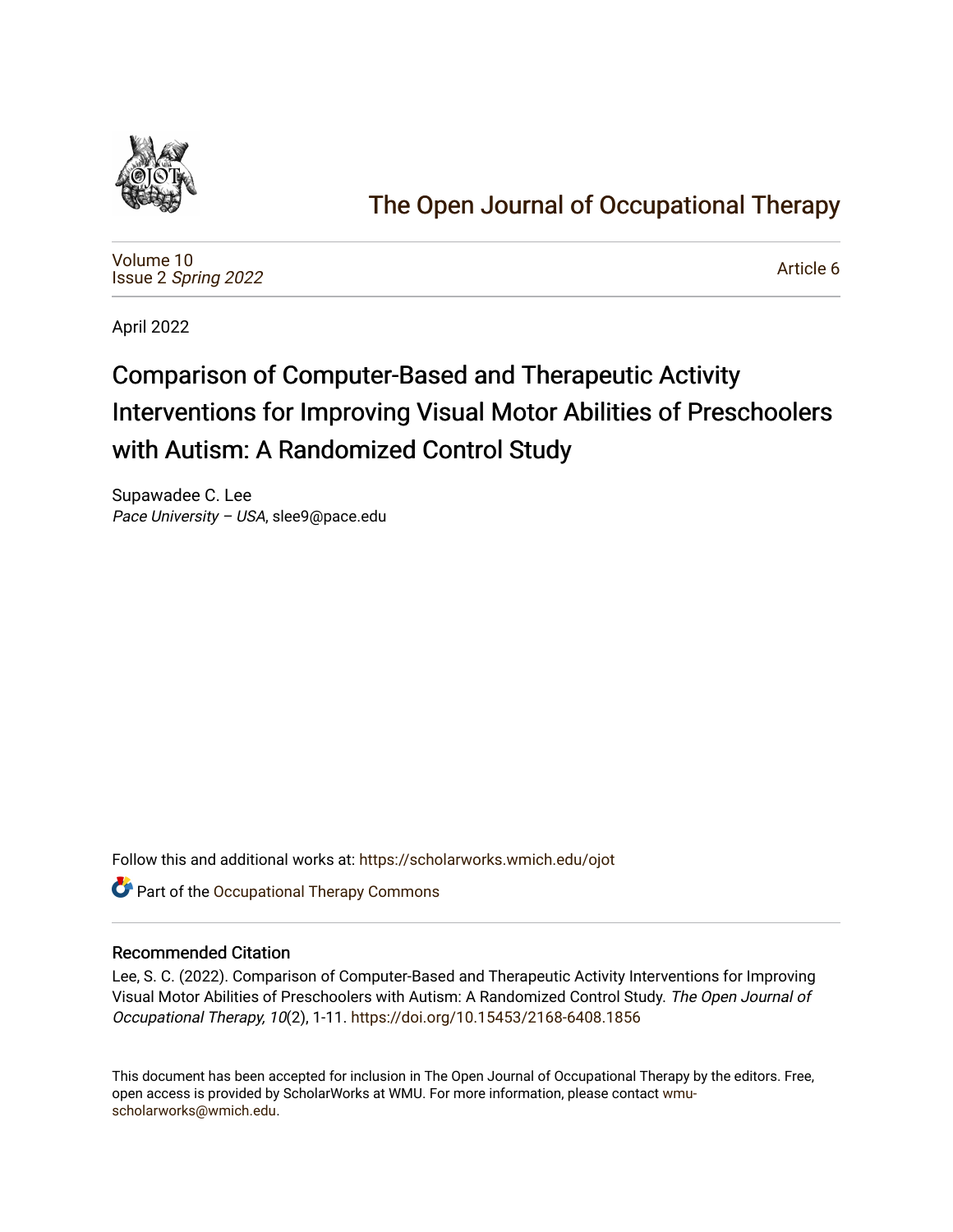The Open Journal of Occupational Therapy

Volume 10
Issue 2 *Spring 2022*

Article 6

April 2022

# Comparison of Computer-Based and Therapeutic Activity Interventions for Improving Visual Motor Abilities of Preschoolers with Autism: A Randomized Control Study

Supawadee C. Lee
*Pace University – USA*, slee9@pace.edu

Follow this and additional works at: https://scholarworks.wmich.edu/ojot

Part of the Occupational Therapy Commons

## Recommended Citation

Lee, S. C. (2022). Comparison of Computer-Based and Therapeutic Activity Interventions for Improving Visual Motor Abilities of Preschoolers with Autism: A Randomized Control Study. *The Open Journal of Occupational Therapy, 10*(2), 1-11. https://doi.org/10.15453/2168-6408.1856

This document has been accepted for inclusion in The Open Journal of Occupational Therapy by the editors. Free, open access is provided by ScholarWorks at WMU. For more information, please contact wmu-scholarworks@wmich.edu.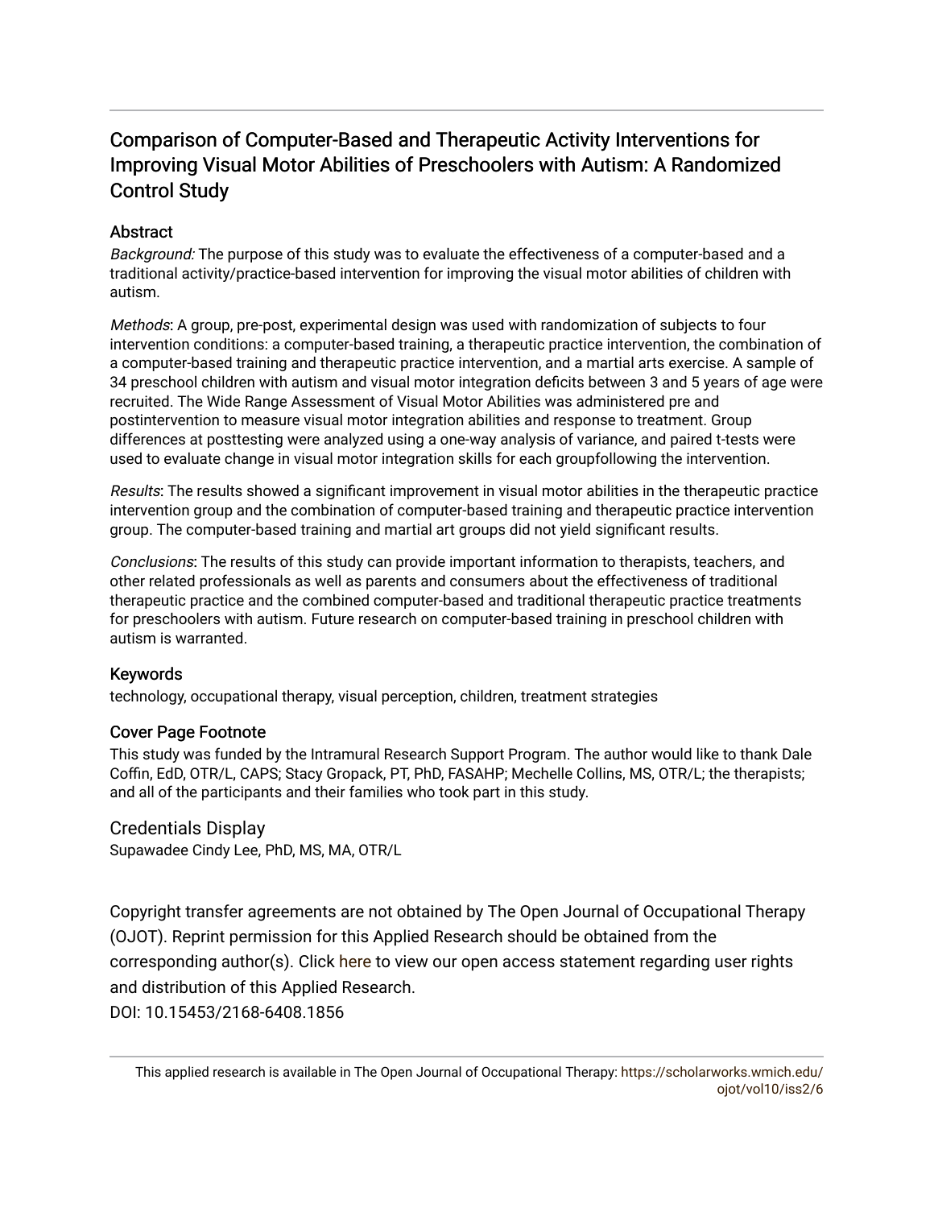# Comparison of Computer-Based and Therapeutic Activity Interventions for Improving Visual Motor Abilities of Preschoolers with Autism: A Randomized Control Study

## Abstract

*Background:* The purpose of this study was to evaluate the effectiveness of a computer-based and a traditional activity/practice-based intervention for improving the visual motor abilities of children with autism.

*Methods*: A group, pre-post, experimental design was used with randomization of subjects to four intervention conditions: a computer-based training, a therapeutic practice intervention, the combination of a computer-based training and therapeutic practice intervention, and a martial arts exercise. A sample of 34 preschool children with autism and visual motor integration deficits between 3 and 5 years of age were recruited. The Wide Range Assessment of Visual Motor Abilities was administered pre and postintervention to measure visual motor integration abilities and response to treatment. Group differences at posttesting were analyzed using a one-way analysis of variance, and paired t-tests were used to evaluate change in visual motor integration skills for each groupfollowing the intervention.

*Results*: The results showed a significant improvement in visual motor abilities in the therapeutic practice intervention group and the combination of computer-based training and therapeutic practice intervention group. The computer-based training and martial art groups did not yield significant results.

*Conclusions*: The results of this study can provide important information to therapists, teachers, and other related professionals as well as parents and consumers about the effectiveness of traditional therapeutic practice and the combined computer-based and traditional therapeutic practice treatments for preschoolers with autism. Future research on computer-based training in preschool children with autism is warranted.

## Keywords

technology, occupational therapy, visual perception, children, treatment strategies

## Cover Page Footnote

This study was funded by the Intramural Research Support Program. The author would like to thank Dale Coffin, EdD, OTR/L, CAPS; Stacy Gropack, PT, PhD, FASAHP; Mechelle Collins, MS, OTR/L; the therapists; and all of the participants and their families who took part in this study.

## Credentials Display

Supawadee Cindy Lee, PhD, MS, MA, OTR/L

Copyright transfer agreements are not obtained by The Open Journal of Occupational Therapy (OJOT). Reprint permission for this Applied Research should be obtained from the corresponding author(s). Click here to view our open access statement regarding user rights and distribution of this Applied Research.

DOI: 10.15453/2168-6408.1856

This applied research is available in The Open Journal of Occupational Therapy: https://scholarworks.wmich.edu/ojot/vol10/iss2/6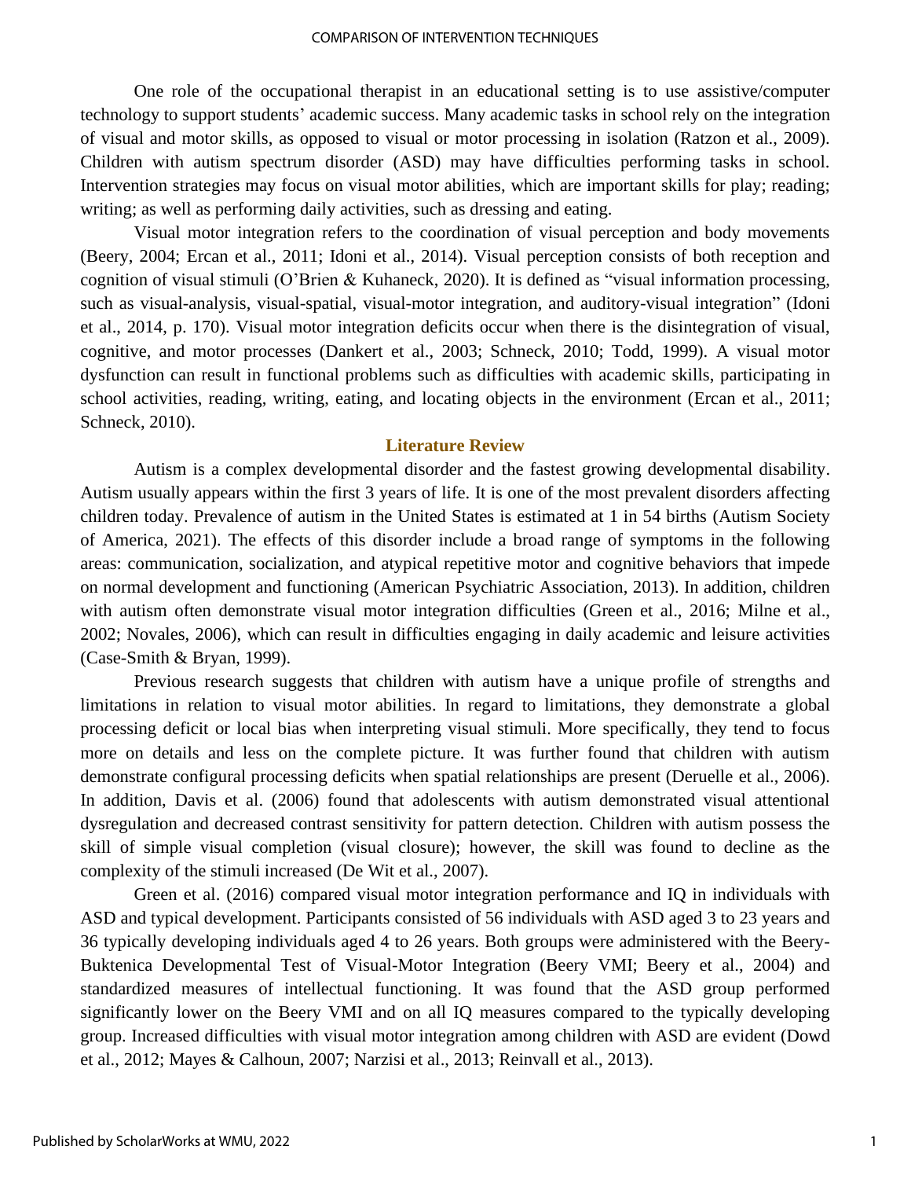One role of the occupational therapist in an educational setting is to use assistive/computer technology to support students' academic success. Many academic tasks in school rely on the integration of visual and motor skills, as opposed to visual or motor processing in isolation (Ratzon et al., 2009). Children with autism spectrum disorder (ASD) may have difficulties performing tasks in school. Intervention strategies may focus on visual motor abilities, which are important skills for play; reading; writing; as well as performing daily activities, such as dressing and eating.

Visual motor integration refers to the coordination of visual perception and body movements (Beery, 2004; Ercan et al., 2011; Idoni et al., 2014). Visual perception consists of both reception and cognition of visual stimuli (O'Brien & Kuhaneck, 2020). It is defined as "visual information processing, such as visual-analysis, visual-spatial, visual-motor integration, and auditory-visual integration" (Idoni et al., 2014, p. 170). Visual motor integration deficits occur when there is the disintegration of visual, cognitive, and motor processes (Dankert et al., 2003; Schneck, 2010; Todd, 1999). A visual motor dysfunction can result in functional problems such as difficulties with academic skills, participating in school activities, reading, writing, eating, and locating objects in the environment (Ercan et al., 2011; Schneck, 2010).

## Literature Review

Autism is a complex developmental disorder and the fastest growing developmental disability. Autism usually appears within the first 3 years of life. It is one of the most prevalent disorders affecting children today. Prevalence of autism in the United States is estimated at 1 in 54 births (Autism Society of America, 2021). The effects of this disorder include a broad range of symptoms in the following areas: communication, socialization, and atypical repetitive motor and cognitive behaviors that impede on normal development and functioning (American Psychiatric Association, 2013). In addition, children with autism often demonstrate visual motor integration difficulties (Green et al., 2016; Milne et al., 2002; Novales, 2006), which can result in difficulties engaging in daily academic and leisure activities (Case-Smith & Bryan, 1999).

Previous research suggests that children with autism have a unique profile of strengths and limitations in relation to visual motor abilities. In regard to limitations, they demonstrate a global processing deficit or local bias when interpreting visual stimuli. More specifically, they tend to focus more on details and less on the complete picture. It was further found that children with autism demonstrate configural processing deficits when spatial relationships are present (Deruelle et al., 2006). In addition, Davis et al. (2006) found that adolescents with autism demonstrated visual attentional dysregulation and decreased contrast sensitivity for pattern detection. Children with autism possess the skill of simple visual completion (visual closure); however, the skill was found to decline as the complexity of the stimuli increased (De Wit et al., 2007).

Green et al. (2016) compared visual motor integration performance and IQ in individuals with ASD and typical development. Participants consisted of 56 individuals with ASD aged 3 to 23 years and 36 typically developing individuals aged 4 to 26 years. Both groups were administered with the Beery-Buktenica Developmental Test of Visual-Motor Integration (Beery VMI; Beery et al., 2004) and standardized measures of intellectual functioning. It was found that the ASD group performed significantly lower on the Beery VMI and on all IQ measures compared to the typically developing group. Increased difficulties with visual motor integration among children with ASD are evident (Dowd et al., 2012; Mayes & Calhoun, 2007; Narzisi et al., 2013; Reinvall et al., 2013).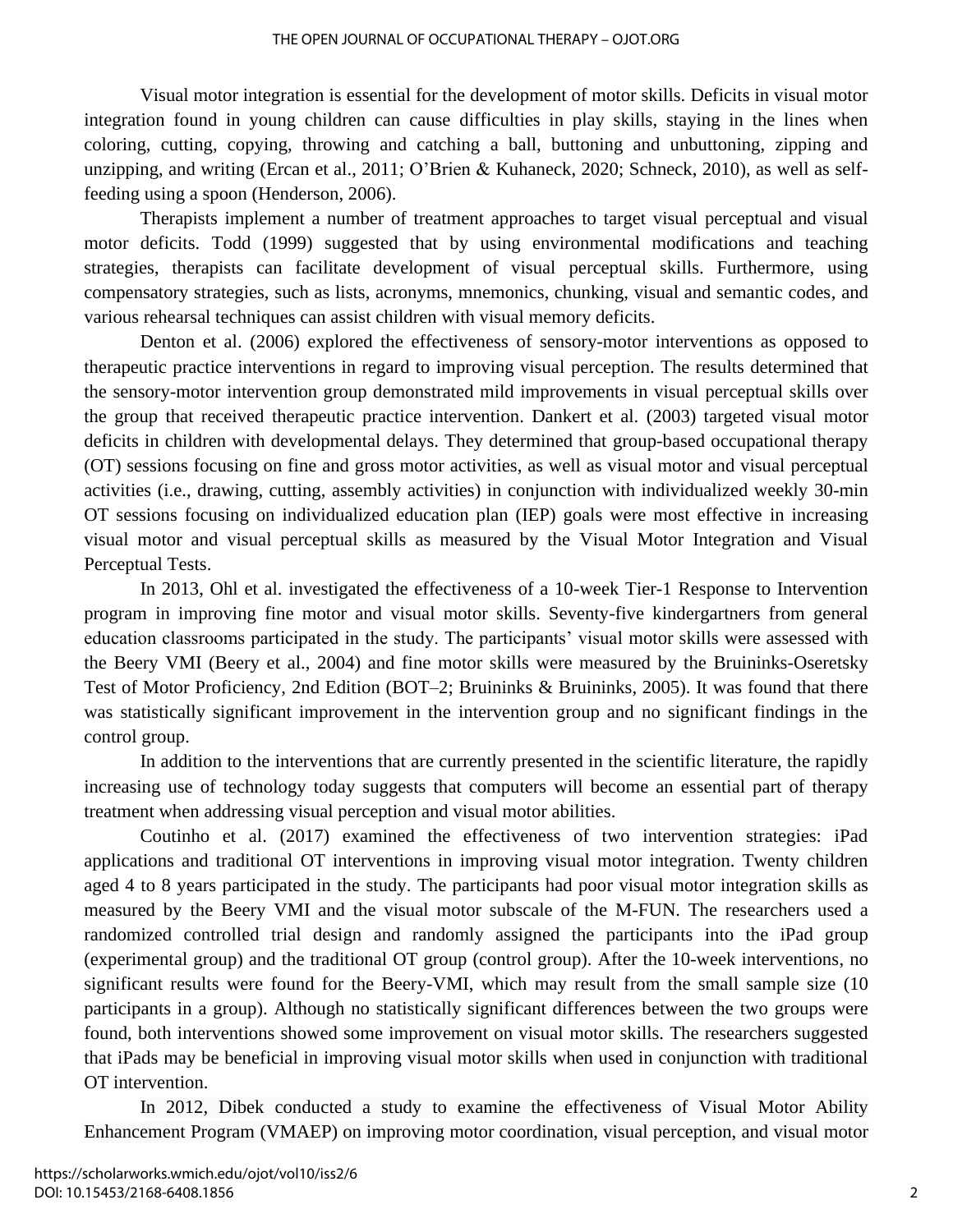Visual motor integration is essential for the development of motor skills. Deficits in visual motor integration found in young children can cause difficulties in play skills, staying in the lines when coloring, cutting, copying, throwing and catching a ball, buttoning and unbuttoning, zipping and unzipping, and writing (Ercan et al., 2011; O'Brien & Kuhaneck, 2020; Schneck, 2010), as well as self-feeding using a spoon (Henderson, 2006).

Therapists implement a number of treatment approaches to target visual perceptual and visual motor deficits. Todd (1999) suggested that by using environmental modifications and teaching strategies, therapists can facilitate development of visual perceptual skills. Furthermore, using compensatory strategies, such as lists, acronyms, mnemonics, chunking, visual and semantic codes, and various rehearsal techniques can assist children with visual memory deficits.

Denton et al. (2006) explored the effectiveness of sensory-motor interventions as opposed to therapeutic practice interventions in regard to improving visual perception. The results determined that the sensory-motor intervention group demonstrated mild improvements in visual perceptual skills over the group that received therapeutic practice intervention. Dankert et al. (2003) targeted visual motor deficits in children with developmental delays. They determined that group-based occupational therapy (OT) sessions focusing on fine and gross motor activities, as well as visual motor and visual perceptual activities (i.e., drawing, cutting, assembly activities) in conjunction with individualized weekly 30-min OT sessions focusing on individualized education plan (IEP) goals were most effective in increasing visual motor and visual perceptual skills as measured by the Visual Motor Integration and Visual Perceptual Tests.

In 2013, Ohl et al. investigated the effectiveness of a 10-week Tier-1 Response to Intervention program in improving fine motor and visual motor skills. Seventy-five kindergartners from general education classrooms participated in the study. The participants' visual motor skills were assessed with the Beery VMI (Beery et al., 2004) and fine motor skills were measured by the Bruininks-Oseretsky Test of Motor Proficiency, 2nd Edition (BOT–2; Bruininks & Bruininks, 2005). It was found that there was statistically significant improvement in the intervention group and no significant findings in the control group.

In addition to the interventions that are currently presented in the scientific literature, the rapidly increasing use of technology today suggests that computers will become an essential part of therapy treatment when addressing visual perception and visual motor abilities.

Coutinho et al. (2017) examined the effectiveness of two intervention strategies: iPad applications and traditional OT interventions in improving visual motor integration. Twenty children aged 4 to 8 years participated in the study. The participants had poor visual motor integration skills as measured by the Beery VMI and the visual motor subscale of the M-FUN. The researchers used a randomized controlled trial design and randomly assigned the participants into the iPad group (experimental group) and the traditional OT group (control group). After the 10-week interventions, no significant results were found for the Beery-VMI, which may result from the small sample size (10 participants in a group). Although no statistically significant differences between the two groups were found, both interventions showed some improvement on visual motor skills. The researchers suggested that iPads may be beneficial in improving visual motor skills when used in conjunction with traditional OT intervention.

In 2012, Dibek conducted a study to examine the effectiveness of Visual Motor Ability Enhancement Program (VMAEP) on improving motor coordination, visual perception, and visual motor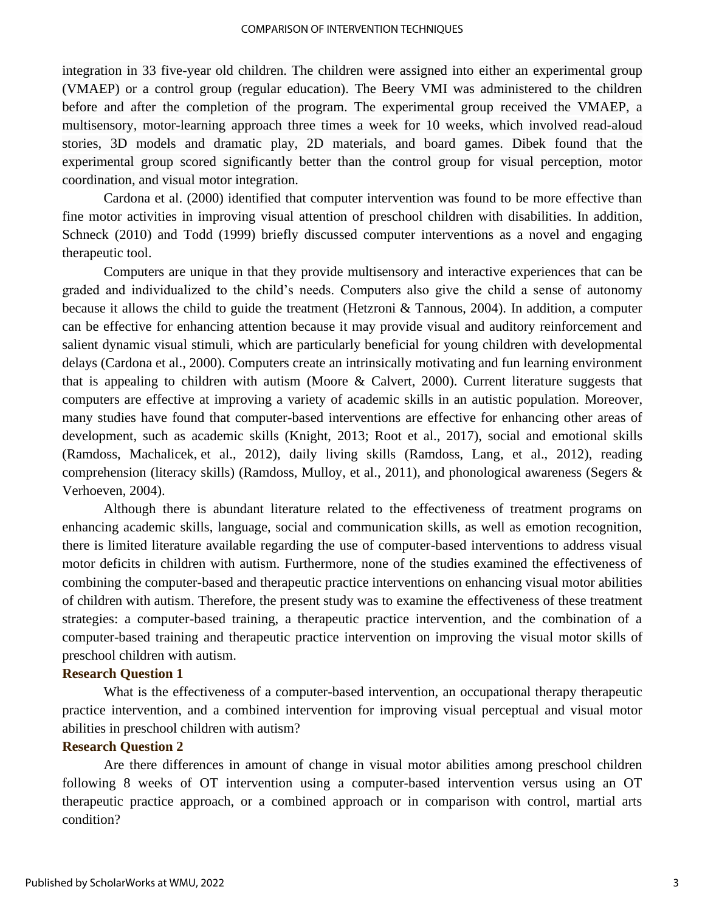integration in 33 five-year old children. The children were assigned into either an experimental group (VMAEP) or a control group (regular education). The Beery VMI was administered to the children before and after the completion of the program. The experimental group received the VMAEP, a multisensory, motor-learning approach three times a week for 10 weeks, which involved read-aloud stories, 3D models and dramatic play, 2D materials, and board games. Dibek found that the experimental group scored significantly better than the control group for visual perception, motor coordination, and visual motor integration.

Cardona et al. (2000) identified that computer intervention was found to be more effective than fine motor activities in improving visual attention of preschool children with disabilities. In addition, Schneck (2010) and Todd (1999) briefly discussed computer interventions as a novel and engaging therapeutic tool.

Computers are unique in that they provide multisensory and interactive experiences that can be graded and individualized to the child's needs. Computers also give the child a sense of autonomy because it allows the child to guide the treatment (Hetzroni & Tannous, 2004). In addition, a computer can be effective for enhancing attention because it may provide visual and auditory reinforcement and salient dynamic visual stimuli, which are particularly beneficial for young children with developmental delays (Cardona et al., 2000). Computers create an intrinsically motivating and fun learning environment that is appealing to children with autism (Moore & Calvert, 2000). Current literature suggests that computers are effective at improving a variety of academic skills in an autistic population. Moreover, many studies have found that computer-based interventions are effective for enhancing other areas of development, such as academic skills (Knight, 2013; Root et al., 2017), social and emotional skills (Ramdoss, Machalicek, et al., 2012), daily living skills (Ramdoss, Lang, et al., 2012), reading comprehension (literacy skills) (Ramdoss, Mulloy, et al., 2011), and phonological awareness (Segers & Verhoeven, 2004).

Although there is abundant literature related to the effectiveness of treatment programs on enhancing academic skills, language, social and communication skills, as well as emotion recognition, there is limited literature available regarding the use of computer-based interventions to address visual motor deficits in children with autism. Furthermore, none of the studies examined the effectiveness of combining the computer-based and therapeutic practice interventions on enhancing visual motor abilities of children with autism. Therefore, the present study was to examine the effectiveness of these treatment strategies: a computer-based training, a therapeutic practice intervention, and the combination of a computer-based training and therapeutic practice intervention on improving the visual motor skills of preschool children with autism.

### Research Question 1

What is the effectiveness of a computer-based intervention, an occupational therapy therapeutic practice intervention, and a combined intervention for improving visual perceptual and visual motor abilities in preschool children with autism?

### Research Question 2

Are there differences in amount of change in visual motor abilities among preschool children following 8 weeks of OT intervention using a computer-based intervention versus using an OT therapeutic practice approach, or a combined approach or in comparison with control, martial arts condition?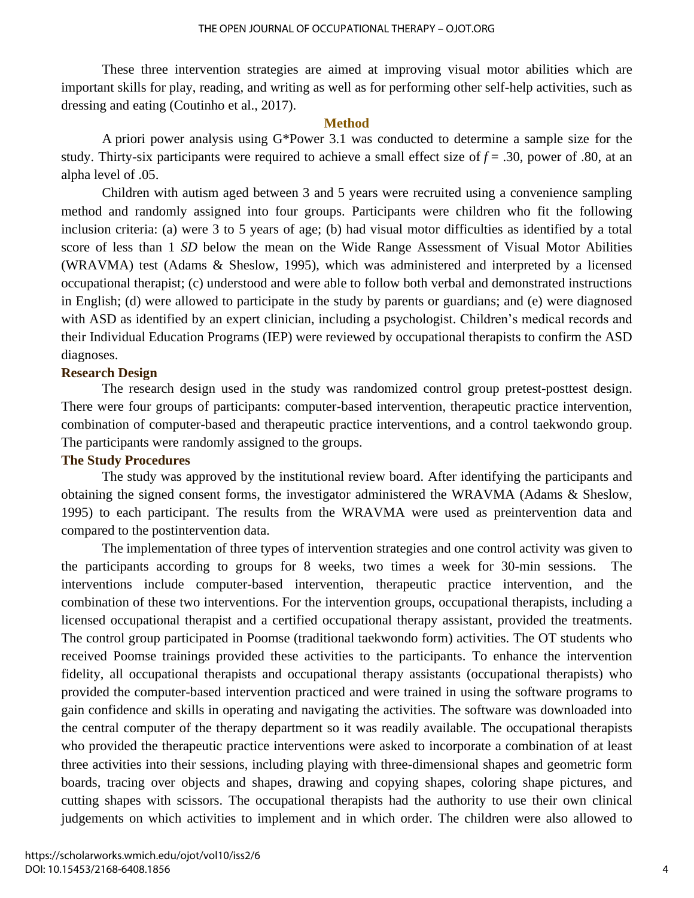These three intervention strategies are aimed at improving visual motor abilities which are important skills for play, reading, and writing as well as for performing other self-help activities, such as dressing and eating (Coutinho et al., 2017).

## Method

A priori power analysis using G*Power 3.1 was conducted to determine a sample size for the study. Thirty-six participants were required to achieve a small effect size of $f = .30$, power of .80, at an alpha level of .05.

Children with autism aged between 3 and 5 years were recruited using a convenience sampling method and randomly assigned into four groups. Participants were children who fit the following inclusion criteria: (a) were 3 to 5 years of age; (b) had visual motor difficulties as identified by a total score of less than 1 *SD* below the mean on the Wide Range Assessment of Visual Motor Abilities (WRAVMA) test (Adams & Sheslow, 1995), which was administered and interpreted by a licensed occupational therapist; (c) understood and were able to follow both verbal and demonstrated instructions in English; (d) were allowed to participate in the study by parents or guardians; and (e) were diagnosed with ASD as identified by an expert clinician, including a psychologist. Children's medical records and their Individual Education Programs (IEP) were reviewed by occupational therapists to confirm the ASD diagnoses.

### Research Design

The research design used in the study was randomized control group pretest-posttest design. There were four groups of participants: computer-based intervention, therapeutic practice intervention, combination of computer-based and therapeutic practice interventions, and a control taekwondo group. The participants were randomly assigned to the groups.

### The Study Procedures

The study was approved by the institutional review board. After identifying the participants and obtaining the signed consent forms, the investigator administered the WRAVMA (Adams & Sheslow, 1995) to each participant. The results from the WRAVMA were used as preintervention data and compared to the postintervention data.

The implementation of three types of intervention strategies and one control activity was given to the participants according to groups for 8 weeks, two times a week for 30-min sessions. The interventions include computer-based intervention, therapeutic practice intervention, and the combination of these two interventions. For the intervention groups, occupational therapists, including a licensed occupational therapist and a certified occupational therapy assistant, provided the treatments. The control group participated in Poomse (traditional taekwondo form) activities. The OT students who received Poomse trainings provided these activities to the participants. To enhance the intervention fidelity, all occupational therapists and occupational therapy assistants (occupational therapists) who provided the computer-based intervention practiced and were trained in using the software programs to gain confidence and skills in operating and navigating the activities. The software was downloaded into the central computer of the therapy department so it was readily available. The occupational therapists who provided the therapeutic practice interventions were asked to incorporate a combination of at least three activities into their sessions, including playing with three-dimensional shapes and geometric form boards, tracing over objects and shapes, drawing and copying shapes, coloring shape pictures, and cutting shapes with scissors. The occupational therapists had the authority to use their own clinical judgements on which activities to implement and in which order. The children were also allowed to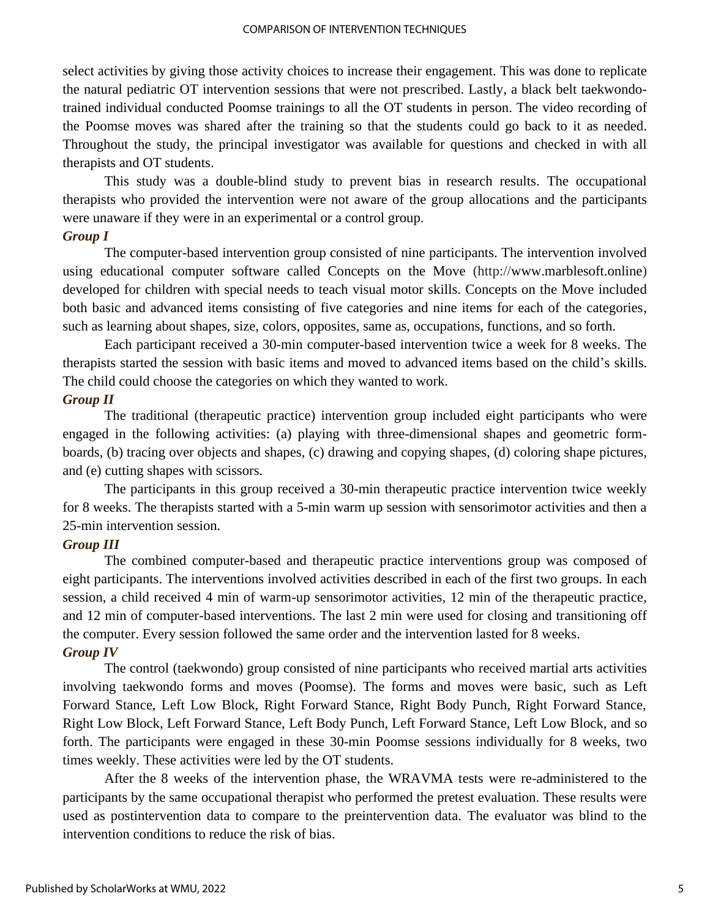select activities by giving those activity choices to increase their engagement. This was done to replicate the natural pediatric OT intervention sessions that were not prescribed. Lastly, a black belt taekwondo-trained individual conducted Poomse trainings to all the OT students in person. The video recording of the Poomse moves was shared after the training so that the students could go back to it as needed. Throughout the study, the principal investigator was available for questions and checked in with all therapists and OT students.

This study was a double-blind study to prevent bias in research results. The occupational therapists who provided the intervention were not aware of the group allocations and the participants were unaware if they were in an experimental or a control group.

### *Group I*

The computer-based intervention group consisted of nine participants. The intervention involved using educational computer software called Concepts on the Move (http://www.marblesoft.online) developed for children with special needs to teach visual motor skills. Concepts on the Move included both basic and advanced items consisting of five categories and nine items for each of the categories, such as learning about shapes, size, colors, opposites, same as, occupations, functions, and so forth.

Each participant received a 30-min computer-based intervention twice a week for 8 weeks. The therapists started the session with basic items and moved to advanced items based on the child's skills. The child could choose the categories on which they wanted to work.

### *Group II*

The traditional (therapeutic practice) intervention group included eight participants who were engaged in the following activities: (a) playing with three-dimensional shapes and geometric form-boards, (b) tracing over objects and shapes, (c) drawing and copying shapes, (d) coloring shape pictures, and (e) cutting shapes with scissors.

The participants in this group received a 30-min therapeutic practice intervention twice weekly for 8 weeks. The therapists started with a 5-min warm up session with sensorimotor activities and then a 25-min intervention session.

### *Group III*

The combined computer-based and therapeutic practice interventions group was composed of eight participants. The interventions involved activities described in each of the first two groups. In each session, a child received 4 min of warm-up sensorimotor activities, 12 min of the therapeutic practice, and 12 min of computer-based interventions. The last 2 min were used for closing and transitioning off the computer. Every session followed the same order and the intervention lasted for 8 weeks.

### *Group IV*

The control (taekwondo) group consisted of nine participants who received martial arts activities involving taekwondo forms and moves (Poomse). The forms and moves were basic, such as Left Forward Stance, Left Low Block, Right Forward Stance, Right Body Punch, Right Forward Stance, Right Low Block, Left Forward Stance, Left Body Punch, Left Forward Stance, Left Low Block, and so forth. The participants were engaged in these 30-min Poomse sessions individually for 8 weeks, two times weekly. These activities were led by the OT students.

After the 8 weeks of the intervention phase, the WRAVMA tests were re-administered to the participants by the same occupational therapist who performed the pretest evaluation. These results were used as postintervention data to compare to the preintervention data. The evaluator was blind to the intervention conditions to reduce the risk of bias.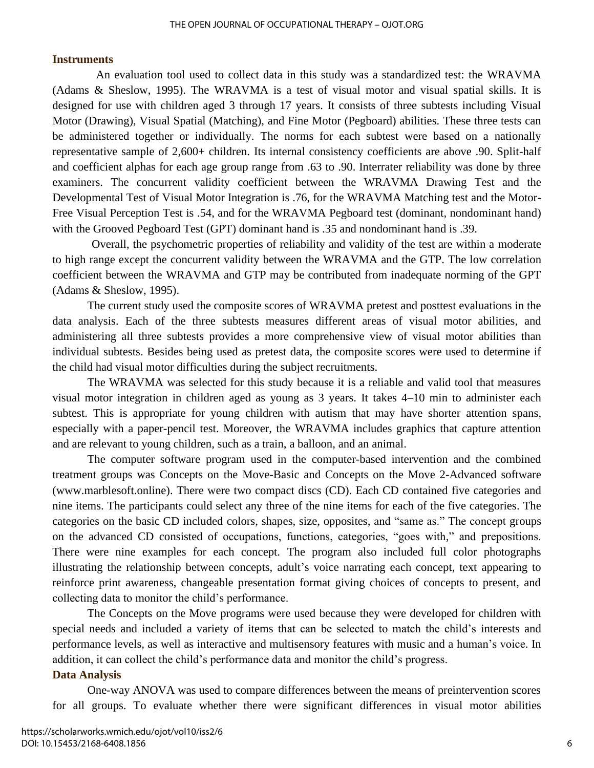## Instruments

An evaluation tool used to collect data in this study was a standardized test: the WRAVMA (Adams & Sheslow, 1995). The WRAVMA is a test of visual motor and visual spatial skills. It is designed for use with children aged 3 through 17 years. It consists of three subtests including Visual Motor (Drawing), Visual Spatial (Matching), and Fine Motor (Pegboard) abilities. These three tests can be administered together or individually. The norms for each subtest were based on a nationally representative sample of 2,600+ children. Its internal consistency coefficients are above .90. Split-half and coefficient alphas for each age group range from .63 to .90. Interrater reliability was done by three examiners. The concurrent validity coefficient between the WRAVMA Drawing Test and the Developmental Test of Visual Motor Integration is .76, for the WRAVMA Matching test and the Motor-Free Visual Perception Test is .54, and for the WRAVMA Pegboard test (dominant, nondominant hand) with the Grooved Pegboard Test (GPT) dominant hand is .35 and nondominant hand is .39.

Overall, the psychometric properties of reliability and validity of the test are within a moderate to high range except the concurrent validity between the WRAVMA and the GTP. The low correlation coefficient between the WRAVMA and GTP may be contributed from inadequate norming of the GPT (Adams & Sheslow, 1995).

The current study used the composite scores of WRAVMA pretest and posttest evaluations in the data analysis. Each of the three subtests measures different areas of visual motor abilities, and administering all three subtests provides a more comprehensive view of visual motor abilities than individual subtests. Besides being used as pretest data, the composite scores were used to determine if the child had visual motor difficulties during the subject recruitments.

The WRAVMA was selected for this study because it is a reliable and valid tool that measures visual motor integration in children aged as young as 3 years. It takes 4–10 min to administer each subtest. This is appropriate for young children with autism that may have shorter attention spans, especially with a paper-pencil test. Moreover, the WRAVMA includes graphics that capture attention and are relevant to young children, such as a train, a balloon, and an animal.

The computer software program used in the computer-based intervention and the combined treatment groups was Concepts on the Move-Basic and Concepts on the Move 2-Advanced software (www.marblesoft.online). There were two compact discs (CD). Each CD contained five categories and nine items. The participants could select any three of the nine items for each of the five categories. The categories on the basic CD included colors, shapes, size, opposites, and "same as." The concept groups on the advanced CD consisted of occupations, functions, categories, "goes with," and prepositions. There were nine examples for each concept. The program also included full color photographs illustrating the relationship between concepts, adult's voice narrating each concept, text appearing to reinforce print awareness, changeable presentation format giving choices of concepts to present, and collecting data to monitor the child's performance.

The Concepts on the Move programs were used because they were developed for children with special needs and included a variety of items that can be selected to match the child's interests and performance levels, as well as interactive and multisensory features with music and a human's voice. In addition, it can collect the child's performance data and monitor the child's progress.

## Data Analysis

One-way ANOVA was used to compare differences between the means of preintervention scores for all groups. To evaluate whether there were significant differences in visual motor abilities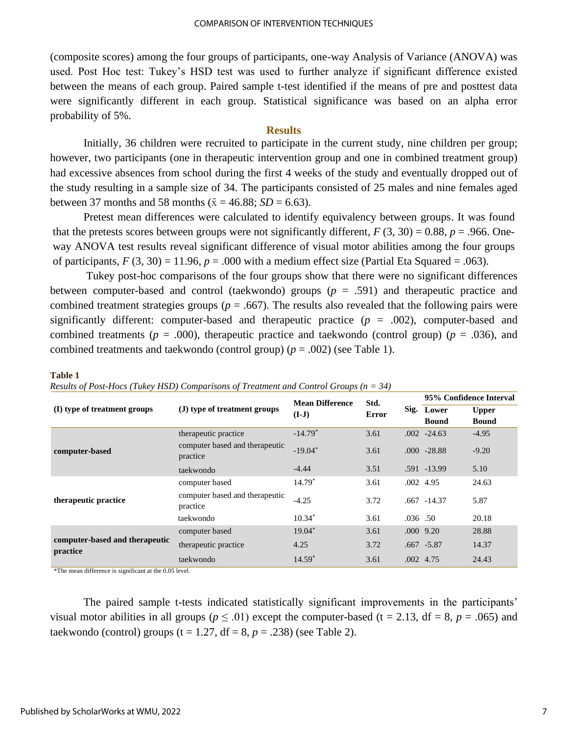(composite scores) among the four groups of participants, one-way Analysis of Variance (ANOVA) was used. Post Hoc test: Tukey's HSD test was used to further analyze if significant difference existed between the means of each group. Paired sample t-test identified if the means of pre and posttest data were significantly different in each group. Statistical significance was based on an alpha error probability of 5%.

## Results

Initially, 36 children were recruited to participate in the current study, nine children per group; however, two participants (one in therapeutic intervention group and one in combined treatment group) had excessive absences from school during the first 4 weeks of the study and eventually dropped out of the study resulting in a sample size of 34. The participants consisted of 25 males and nine females aged between 37 months and 58 months ($\bar{x} = 46.88$; $SD = 6.63$).

Pretest mean differences were calculated to identify equivalency between groups. It was found that the pretests scores between groups were not significantly different, $F(3, 30) = 0.88$, $p = .966$. One-way ANOVA test results reveal significant difference of visual motor abilities among the four groups of participants, $F(3, 30) = 11.96$, $p = .000$ with a medium effect size (Partial Eta Squared = .063).

Tukey post-hoc comparisons of the four groups show that there were no significant differences between computer-based and control (taekwondo) groups ($p = .591$) and therapeutic practice and combined treatment strategies groups ($p = .667$). The results also revealed that the following pairs were significantly different: computer-based and therapeutic practice ($p = .002$), computer-based and combined treatments ($p = .000$), therapeutic practice and taekwondo (control group) ($p = .036$), and combined treatments and taekwondo (control group) ($p = .002$) (see Table 1).

**Table 1**

*Results of Post-Hocs (Tukey HSD) Comparisons of Treatment and Control Groups (n = 34)*

| (I) type of treatment groups | (J) type of treatment groups | Mean Difference (I-J) | Std. Error | Sig. | 95% Confidence Interval Lower Bound | 95% Confidence Interval Upper Bound |
|---|---|---|---|---|---|---|
| **computer-based** | therapeutic practice | -14.79* | 3.61 | .002 | -24.63 | -4.95 |
| | computer based and therapeutic practice | -19.04* | 3.61 | .000 | -28.88 | -9.20 |
| | taekwondo | -4.44 | 3.51 | .591 | -13.99 | 5.10 |
| **therapeutic practice** | computer based | 14.79* | 3.61 | .002 | 4.95 | 24.63 |
| | computer based and therapeutic practice | -4.25 | 3.72 | .667 | -14.37 | 5.87 |
| | taekwondo | 10.34* | 3.61 | .036 | .50 | 20.18 |
| **computer-based and therapeutic practice** | computer based | 19.04* | 3.61 | .000 | 9.20 | 28.88 |
| | therapeutic practice | 4.25 | 3.72 | .667 | -5.87 | 14.37 |
| | taekwondo | 14.59* | 3.61 | .002 | 4.75 | 24.43 |

*The mean difference is significant at the 0.05 level.

The paired sample t-tests indicated statistically significant improvements in the participants' visual motor abilities in all groups ($p \leq .01$) except the computer-based ($t = 2.13$, $df = 8$, $p = .065$) and taekwondo (control) groups ($t = 1.27$, $df = 8$, $p = .238$) (see Table 2).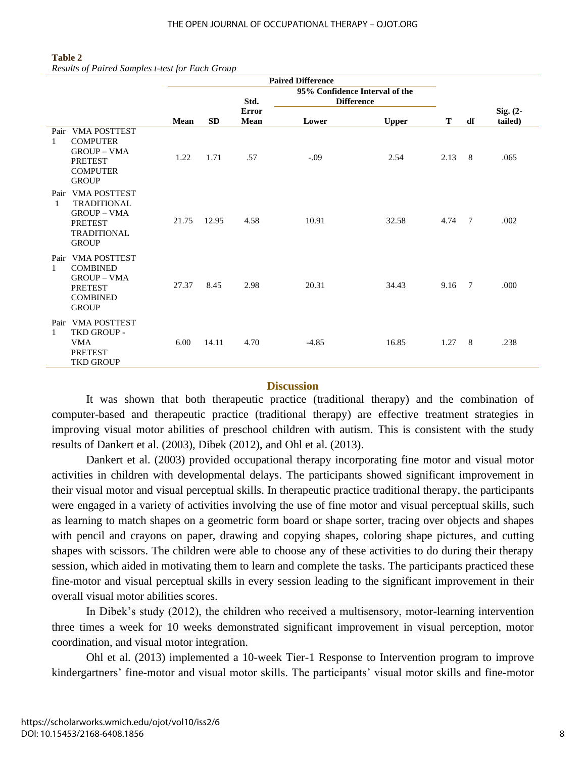**Table 2**

*Results of Paired Samples t-test for Each Group*

| | Paired Difference | | | | | | | |
|---|---|---|---|---|---|---|---|---|
| | | | | 95% Confidence Interval of the Difference | | | | |
| | Mean | SD | Std. Error Mean | Lower | Upper | T | df | Sig. (2-tailed) |
| Pair 1 VMA POSTTEST COMPUTER GROUP – VMA PRETEST COMPUTER GROUP | 1.22 | 1.71 | .57 | -.09 | 2.54 | 2.13 | 8 | .065 |
| Pair 1 VMA POSTTEST TRADITIONAL GROUP – VMA PRETEST TRADITIONAL GROUP | 21.75 | 12.95 | 4.58 | 10.91 | 32.58 | 4.74 | 7 | .002 |
| Pair 1 VMA POSTTEST COMBINED GROUP – VMA PRETEST COMBINED GROUP | 27.37 | 8.45 | 2.98 | 20.31 | 34.43 | 9.16 | 7 | .000 |
| Pair 1 VMA POSTTEST TKD GROUP - VMA PRETEST TKD GROUP | 6.00 | 14.11 | 4.70 | -4.85 | 16.85 | 1.27 | 8 | .238 |

## Discussion

It was shown that both therapeutic practice (traditional therapy) and the combination of computer-based and therapeutic practice (traditional therapy) are effective treatment strategies in improving visual motor abilities of preschool children with autism. This is consistent with the study results of Dankert et al. (2003), Dibek (2012), and Ohl et al. (2013).

Dankert et al. (2003) provided occupational therapy incorporating fine motor and visual motor activities in children with developmental delays. The participants showed significant improvement in their visual motor and visual perceptual skills. In therapeutic practice traditional therapy, the participants were engaged in a variety of activities involving the use of fine motor and visual perceptual skills, such as learning to match shapes on a geometric form board or shape sorter, tracing over objects and shapes with pencil and crayons on paper, drawing and copying shapes, coloring shape pictures, and cutting shapes with scissors. The children were able to choose any of these activities to do during their therapy session, which aided in motivating them to learn and complete the tasks. The participants practiced these fine-motor and visual perceptual skills in every session leading to the significant improvement in their overall visual motor abilities scores.

In Dibek's study (2012), the children who received a multisensory, motor-learning intervention three times a week for 10 weeks demonstrated significant improvement in visual perception, motor coordination, and visual motor integration.

Ohl et al. (2013) implemented a 10-week Tier-1 Response to Intervention program to improve kindergartners' fine-motor and visual motor skills. The participants' visual motor skills and fine-motor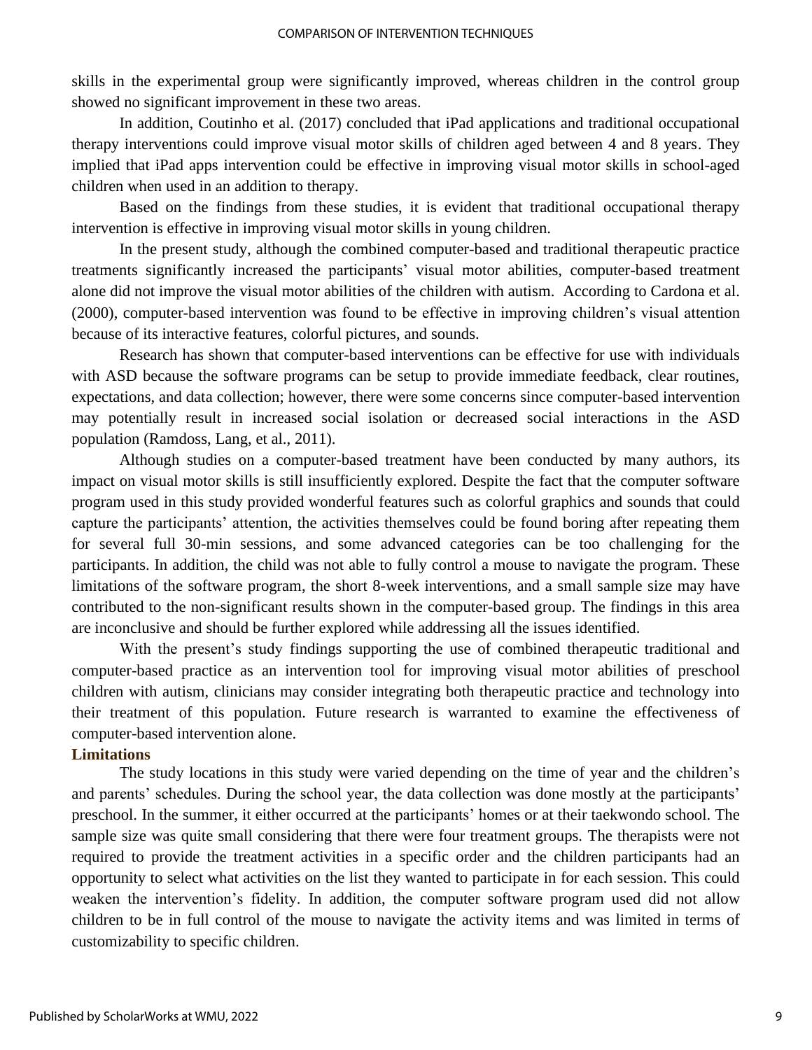skills in the experimental group were significantly improved, whereas children in the control group showed no significant improvement in these two areas.

In addition, Coutinho et al. (2017) concluded that iPad applications and traditional occupational therapy interventions could improve visual motor skills of children aged between 4 and 8 years. They implied that iPad apps intervention could be effective in improving visual motor skills in school-aged children when used in an addition to therapy.

Based on the findings from these studies, it is evident that traditional occupational therapy intervention is effective in improving visual motor skills in young children.

In the present study, although the combined computer-based and traditional therapeutic practice treatments significantly increased the participants' visual motor abilities, computer-based treatment alone did not improve the visual motor abilities of the children with autism. According to Cardona et al. (2000), computer-based intervention was found to be effective in improving children's visual attention because of its interactive features, colorful pictures, and sounds.

Research has shown that computer-based interventions can be effective for use with individuals with ASD because the software programs can be setup to provide immediate feedback, clear routines, expectations, and data collection; however, there were some concerns since computer-based intervention may potentially result in increased social isolation or decreased social interactions in the ASD population (Ramdoss, Lang, et al., 2011).

Although studies on a computer-based treatment have been conducted by many authors, its impact on visual motor skills is still insufficiently explored. Despite the fact that the computer software program used in this study provided wonderful features such as colorful graphics and sounds that could capture the participants' attention, the activities themselves could be found boring after repeating them for several full 30-min sessions, and some advanced categories can be too challenging for the participants. In addition, the child was not able to fully control a mouse to navigate the program. These limitations of the software program, the short 8-week interventions, and a small sample size may have contributed to the non-significant results shown in the computer-based group. The findings in this area are inconclusive and should be further explored while addressing all the issues identified.

With the present's study findings supporting the use of combined therapeutic traditional and computer-based practice as an intervention tool for improving visual motor abilities of preschool children with autism, clinicians may consider integrating both therapeutic practice and technology into their treatment of this population. Future research is warranted to examine the effectiveness of computer-based intervention alone.

## Limitations

The study locations in this study were varied depending on the time of year and the children's and parents' schedules. During the school year, the data collection was done mostly at the participants' preschool. In the summer, it either occurred at the participants' homes or at their taekwondo school. The sample size was quite small considering that there were four treatment groups. The therapists were not required to provide the treatment activities in a specific order and the children participants had an opportunity to select what activities on the list they wanted to participate in for each session. This could weaken the intervention's fidelity. In addition, the computer software program used did not allow children to be in full control of the mouse to navigate the activity items and was limited in terms of customizability to specific children.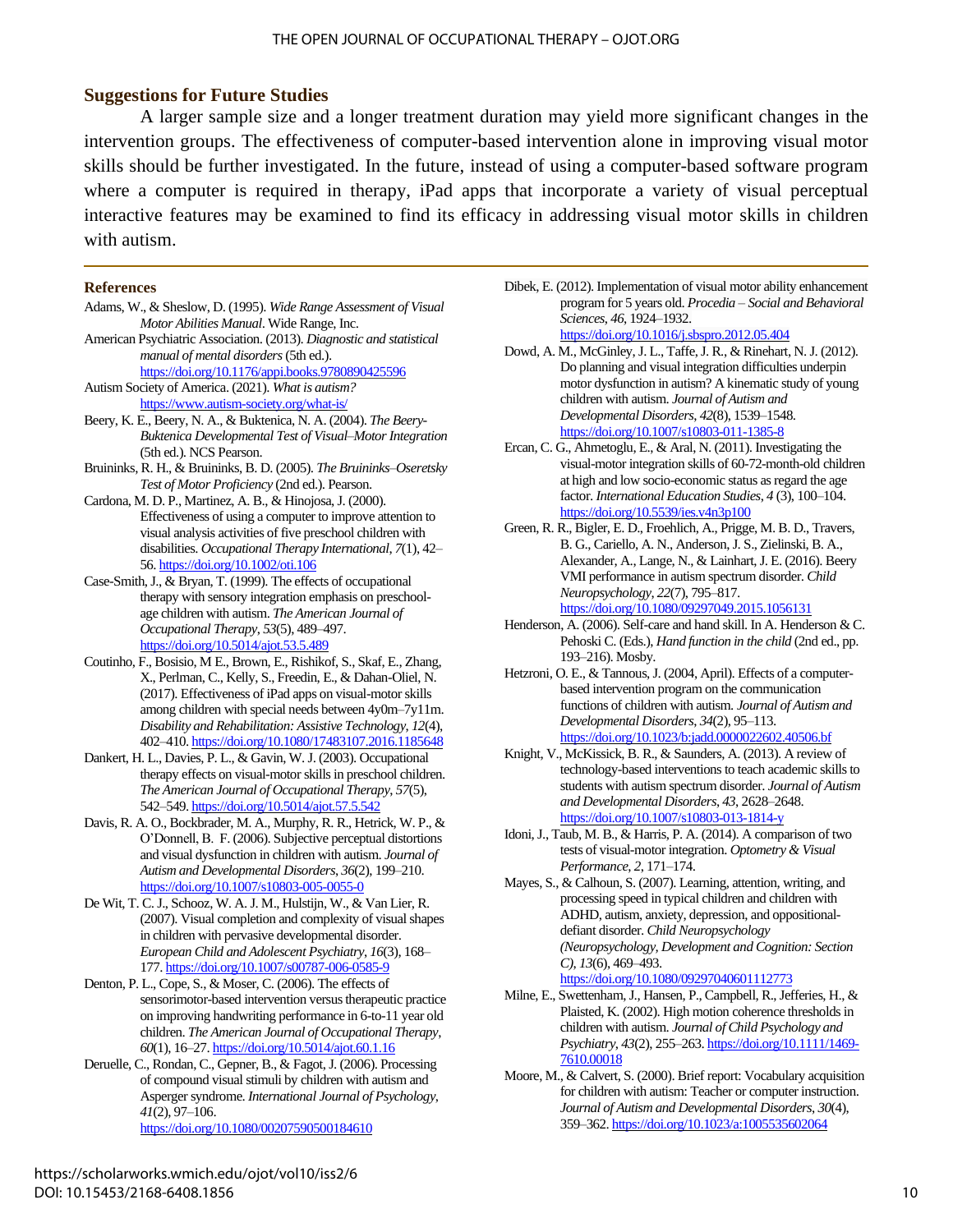## Suggestions for Future Studies

A larger sample size and a longer treatment duration may yield more significant changes in the intervention groups. The effectiveness of computer-based intervention alone in improving visual motor skills should be further investigated. In the future, instead of using a computer-based software program where a computer is required in therapy, iPad apps that incorporate a variety of visual perceptual interactive features may be examined to find its efficacy in addressing visual motor skills in children with autism.

## References

Adams, W., & Sheslow, D. (1995). *Wide Range Assessment of Visual Motor Abilities Manual*. Wide Range, Inc.

American Psychiatric Association. (2013). *Diagnostic and statistical manual of mental disorders* (5th ed.). https://doi.org/10.1176/appi.books.9780890425596

Autism Society of America. (2021). *What is autism?* https://www.autism-society.org/what-is/

Beery, K. E., Beery, N. A., & Buktenica, N. A. (2004). *The Beery-Buktenica Developmental Test of Visual–Motor Integration* (5th ed.). NCS Pearson.

Bruininks, R. H., & Bruininks, B. D. (2005). *The Bruininks–Oseretsky Test of Motor Proficiency* (2nd ed.). Pearson.

Cardona, M. D. P., Martinez, A. B., & Hinojosa, J. (2000). Effectiveness of using a computer to improve attention to visual analysis activities of five preschool children with disabilities. *Occupational Therapy International*, *7*(1), 42–56. https://doi.org/10.1002/oti.106

Case-Smith, J., & Bryan, T. (1999). The effects of occupational therapy with sensory integration emphasis on preschool-age children with autism. *The American Journal of Occupational Therapy*, *53*(5), 489–497. https://doi.org/10.5014/ajot.53.5.489

Coutinho, F., Bosisio, M E., Brown, E., Rishikof, S., Skaf, E., Zhang, X., Perlman, C., Kelly, S., Freedin, E., & Dahan-Oliel, N. (2017). Effectiveness of iPad apps on visual-motor skills among children with special needs between 4y0m–7y11m. *Disability and Rehabilitation: Assistive Technology*, *12*(4), 402–410. https://doi.org/10.1080/17483107.2016.1185648

Dankert, H. L., Davies, P. L., & Gavin, W. J. (2003). Occupational therapy effects on visual-motor skills in preschool children. *The American Journal of Occupational Therapy*, *57*(5), 542–549. https://doi.org/10.5014/ajot.57.5.542

Davis, R. A. O., Bockbrader, M. A., Murphy, R. R., Hetrick, W. P., & O'Donnell, B. F. (2006). Subjective perceptual distortions and visual dysfunction in children with autism. *Journal of Autism and Developmental Disorders*, *36*(2), 199–210. https://doi.org/10.1007/s10803-005-0055-0

De Wit, T. C. J., Schooz, W. A. J. M., Hulstijn, W., & Van Lier, R. (2007). Visual completion and complexity of visual shapes in children with pervasive developmental disorder. *European Child and Adolescent Psychiatry*, *16*(3), 168–177. https://doi.org/10.1007/s00787-006-0585-9

Denton, P. L., Cope, S., & Moser, C. (2006). The effects of sensorimotor-based intervention versus therapeutic practice on improving handwriting performance in 6-to-11 year old children. *The American Journal of Occupational Therapy*, *60*(1), 16–27. https://doi.org/10.5014/ajot.60.1.16

Deruelle, C., Rondan, C., Gepner, B., & Fagot, J. (2006). Processing of compound visual stimuli by children with autism and Asperger syndrome. *International Journal of Psychology*, *41*(2), 97–106. https://doi.org/10.1080/00207590500184610

Dibek, E. (2012). Implementation of visual motor ability enhancement program for 5 years old. *Procedia – Social and Behavioral Sciences*, *46*, 1924–1932. https://doi.org/10.1016/j.sbspro.2012.05.404

Dowd, A. M., McGinley, J. L., Taffe, J. R., & Rinehart, N. J. (2012). Do planning and visual integration difficulties underpin motor dysfunction in autism? A kinematic study of young children with autism. *Journal of Autism and Developmental Disorders*, *42*(8), 1539–1548. https://doi.org/10.1007/s10803-011-1385-8

Ercan, C. G., Ahmetoglu, E., & Aral, N. (2011). Investigating the visual-motor integration skills of 60-72-month-old children at high and low socio-economic status as regard the age factor. *International Education Studies*, *4* (3), 100–104. https://doi.org/10.5539/ies.v4n3p100

Green, R. R., Bigler, E. D., Froehlich, A., Prigge, M. B. D., Travers, B. G., Cariello, A. N., Anderson, J. S., Zielinski, B. A., Alexander, A., Lange, N., & Lainhart, J. E. (2016). Beery VMI performance in autism spectrum disorder. *Child Neuropsychology*, *22*(7), 795–817. https://doi.org/10.1080/09297049.2015.1056131

Henderson, A. (2006). Self-care and hand skill. In A. Henderson & C. Pehoski C. (Eds.), *Hand function in the child* (2nd ed., pp. 193–216). Mosby.

Hetzroni, O. E., & Tannous, J. (2004, April). Effects of a computer-based intervention program on the communication functions of children with autism. *Journal of Autism and Developmental Disorders*, *34*(2), 95–113. https://doi.org/10.1023/b:jadd.0000022602.40506.bf

Knight, V., McKissick, B. R., & Saunders, A. (2013). A review of technology-based interventions to teach academic skills to students with autism spectrum disorder. *Journal of Autism and Developmental Disorders*, *43*, 2628–2648. https://doi.org/10.1007/s10803-013-1814-y

Idoni, J., Taub, M. B., & Harris, P. A. (2014). A comparison of two tests of visual-motor integration. *Optometry & Visual Performance*, *2*, 171–174.

Mayes, S., & Calhoun, S. (2007). Learning, attention, writing, and processing speed in typical children and children with ADHD, autism, anxiety, depression, and oppositional-defiant disorder. *Child Neuropsychology (Neuropsychology, Development and Cognition: Section C)*, *13*(6), 469–493. https://doi.org/10.1080/09297040601112773

Milne, E., Swettenham, J., Hansen, P., Campbell, R., Jefferies, H., & Plaisted, K. (2002). High motion coherence thresholds in children with autism. *Journal of Child Psychology and Psychiatry*, *43*(2), 255–263. https://doi.org/10.1111/1469-7610.00018

Moore, M., & Calvert, S. (2000). Brief report: Vocabulary acquisition for children with autism: Teacher or computer instruction. *Journal of Autism and Developmental Disorders*, *30*(4), 359–362. https://doi.org/10.1023/a:1005535602064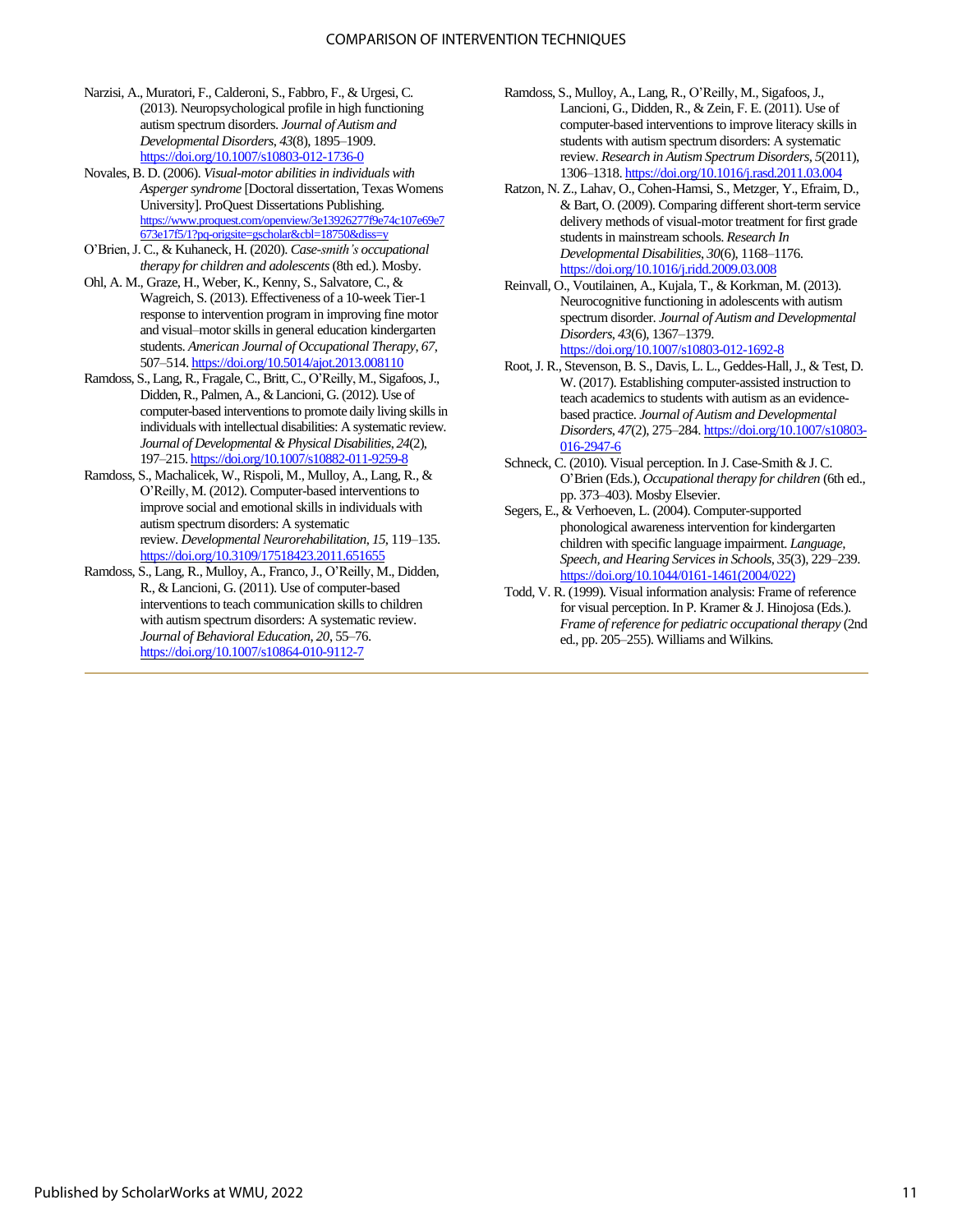Narzisi, A., Muratori, F., Calderoni, S., Fabbro, F., & Urgesi, C. (2013). Neuropsychological profile in high functioning autism spectrum disorders. *Journal of Autism and Developmental Disorders*, *43*(8), 1895–1909. https://doi.org/10.1007/s10803-012-1736-0

Novales, B. D. (2006). *Visual-motor abilities in individuals with Asperger syndrome* [Doctoral dissertation, Texas Womens University]. ProQuest Dissertations Publishing. https://www.proquest.com/openview/3e13926277f9e74c107e69e7673e17f5/1?pq-origsite=gscholar&cbl=18750&diss=y

O'Brien, J. C., & Kuhaneck, H. (2020). *Case-smith's occupational therapy for children and adolescents* (8th ed.). Mosby.

Ohl, A. M., Graze, H., Weber, K., Kenny, S., Salvatore, C., & Wagreich, S. (2013). Effectiveness of a 10-week Tier-1 response to intervention program in improving fine motor and visual–motor skills in general education kindergarten students. *American Journal of Occupational Therapy*, *67*, 507–514. https://doi.org/10.5014/ajot.2013.008110

Ramdoss, S., Lang, R., Fragale, C., Britt, C., O'Reilly, M., Sigafoos, J., Didden, R., Palmen, A., & Lancioni, G. (2012). Use of computer-based interventions to promote daily living skills in individuals with intellectual disabilities: A systematic review. *Journal of Developmental & Physical Disabilities*, *24*(2), 197–215. https://doi.org/10.1007/s10882-011-9259-8

Ramdoss, S., Machalicek, W., Rispoli, M., Mulloy, A., Lang, R., & O'Reilly, M. (2012). Computer-based interventions to improve social and emotional skills in individuals with autism spectrum disorders: A systematic review. *Developmental Neurorehabilitation*, *15*, 119–135. https://doi.org/10.3109/17518423.2011.651655

Ramdoss, S., Lang, R., Mulloy, A., Franco, J., O'Reilly, M., Didden, R., & Lancioni, G. (2011). Use of computer-based interventions to teach communication skills to children with autism spectrum disorders: A systematic review. *Journal of Behavioral Education*, *20*, 55–76. https://doi.org/10.1007/s10864-010-9112-7

Ramdoss, S., Mulloy, A., Lang, R., O'Reilly, M., Sigafoos, J., Lancioni, G., Didden, R., & Zein, F. E. (2011). Use of computer-based interventions to improve literacy skills in students with autism spectrum disorders: A systematic review. *Research in Autism Spectrum Disorders*, *5*(2011), 1306–1318. https://doi.org/10.1016/j.rasd.2011.03.004

Ratzon, N. Z., Lahav, O., Cohen-Hamsi, S., Metzger, Y., Efraim, D., & Bart, O. (2009). Comparing different short-term service delivery methods of visual-motor treatment for first grade students in mainstream schools. *Research In Developmental Disabilities*, *30*(6), 1168–1176. https://doi.org/10.1016/j.ridd.2009.03.008

Reinvall, O., Voutilainen, A., Kujala, T., & Korkman, M. (2013). Neurocognitive functioning in adolescents with autism spectrum disorder. *Journal of Autism and Developmental Disorders*, *43*(6), 1367–1379. https://doi.org/10.1007/s10803-012-1692-8

Root, J. R., Stevenson, B. S., Davis, L. L., Geddes-Hall, J., & Test, D. W. (2017). Establishing computer-assisted instruction to teach academics to students with autism as an evidence-based practice. *Journal of Autism and Developmental Disorders*, *47*(2), 275–284. https://doi.org/10.1007/s10803-016-2947-6

Schneck, C. (2010). Visual perception. In J. Case-Smith & J. C. O'Brien (Eds.), *Occupational therapy for children* (6th ed., pp. 373–403). Mosby Elsevier.

Segers, E., & Verhoeven, L. (2004). Computer-supported phonological awareness intervention for kindergarten children with specific language impairment. *Language, Speech, and Hearing Services in Schools*, *35*(3), 229–239. https://doi.org/10.1044/0161-1461(2004/022)

Todd, V. R. (1999). Visual information analysis: Frame of reference for visual perception. In P. Kramer & J. Hinojosa (Eds.). *Frame of reference for pediatric occupational therapy* (2nd ed., pp. 205–255). Williams and Wilkins.